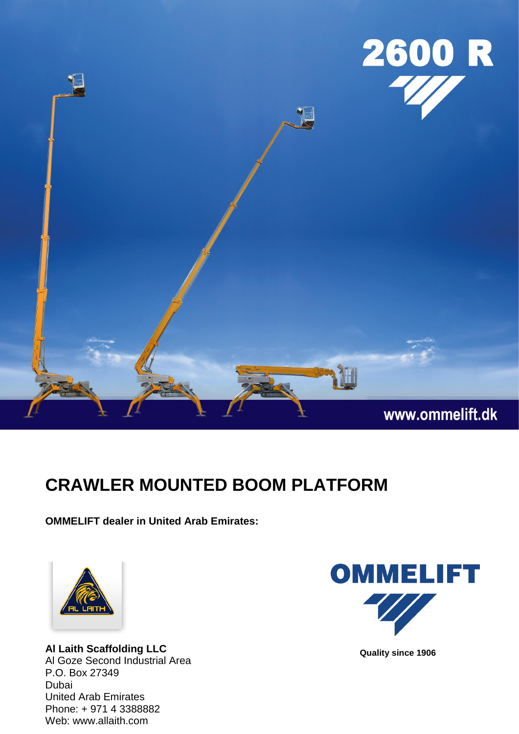2600 R

www.ommelift.dk

# CRAWLER MOUNTED BOOM PLATFORM

**OMMELIFT dealer in United Arab Emirates:**

AL LAITH

**Al Laith Scaffolding LLC**
Al Goze Second Industrial Area
P.O. Box 27349
Dubai
United Arab Emirates
Phone: + 971 4 3388882
Web: www.allaith.com

OMMELIFT

**Quality since 1906**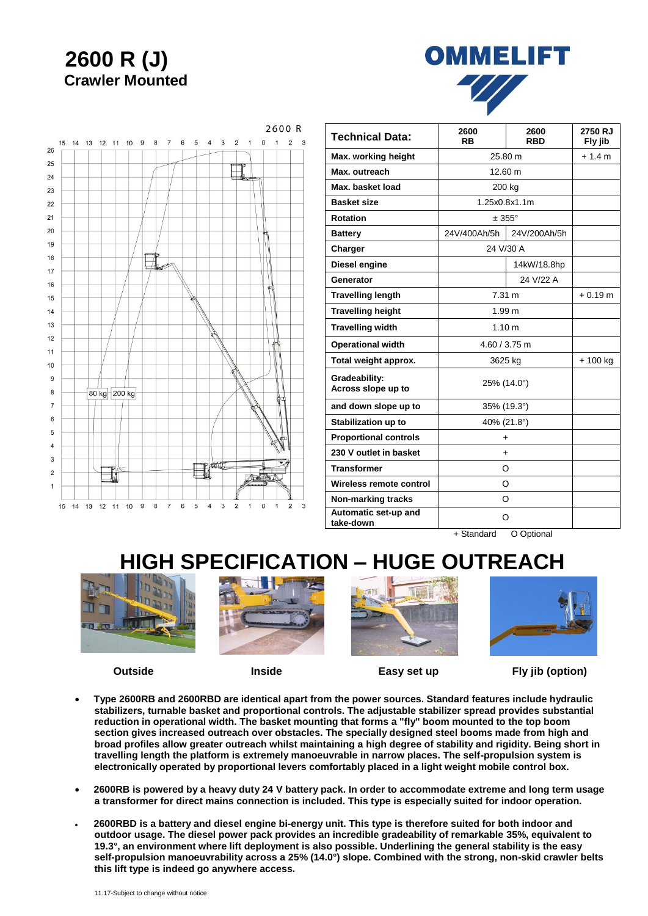# 2600 R (J)
## Crawler Mounted

OMMELIFT

2600 R

15 14 13 12 11 10 9 8 7 6 5 4 3 2 1 0 1 2 3

26 25 24 23 22 21 20 19 18 17 16 15 14 13 12 11 10 9 8 7 6 5 4 3 2 1

80 kg 200 kg

| Technical Data: | 2600 RB | 2600 RBD | 2750 RJ Fly jib |
|---|---|---|---|
| Max. working height | 25.80 m | | + 1.4 m |
| Max. outreach | 12.60 m | | |
| Max. basket load | 200 kg | | |
| Basket size | 1.25x0.8x1.1m | | |
| Rotation | ± 355° | | |
| Battery | 24V/400Ah/5h | 24V/200Ah/5h | |
| Charger | 24 V/30 A | | |
| Diesel engine | | 14kW/18.8hp | |
| Generator | | 24 V/22 A | |
| Travelling length | 7.31 m | | + 0.19 m |
| Travelling height | 1.99 m | | |
| Travelling width | 1.10 m | | |
| Operational width | 4.60 / 3.75 m | | |
| Total weight approx. | 3625 kg | | + 100 kg |
| Gradeability: Across slope up to | 25% (14.0°) | | |
| and down slope up to | 35% (19.3°) | | |
| Stabilization up to | 40% (21.8°) | | |
| Proportional controls | + | | |
| 230 V outlet in basket | + | | |
| Transformer | O | | |
| Wireless remote control | O | | |
| Non-marking tracks | O | | |
| Automatic set-up and take-down | O | | |

+ Standard O Optional

# HIGH SPECIFICATION – HUGE OUTREACH

Outside

Inside

Easy set up

Fly jib (option)

- **Type 2600RB and 2600RBD are identical apart from the power sources. Standard features include hydraulic stabilizers, turnable basket and proportional controls. The adjustable stabilizer spread provides substantial reduction in operational width. The basket mounting that forms a "fly" boom mounted to the top boom section gives increased outreach over obstacles. The specially designed steel booms made from high and broad profiles allow greater outreach whilst maintaining a high degree of stability and rigidity. Being short in travelling length the platform is extremely manoeuvrable in narrow places. The self-propulsion system is electronically operated by proportional levers comfortably placed in a light weight mobile control box.**
- **2600RB is powered by a heavy duty 24 V battery pack. In order to accommodate extreme and long term usage a transformer for direct mains connection is included. This type is especially suited for indoor operation.**
- **2600RBD is a battery and diesel engine bi-energy unit. This type is therefore suited for both indoor and outdoor usage. The diesel power pack provides an incredible gradeability of remarkable 35%, equivalent to 19.3°, an environment where lift deployment is also possible. Underlining the general stability is the easy self-propulsion manoeuvrability across a 25% (14.0°) slope. Combined with the strong, non-skid crawler belts this lift type is indeed go anywhere access.**

11.17-Subject to change without notice